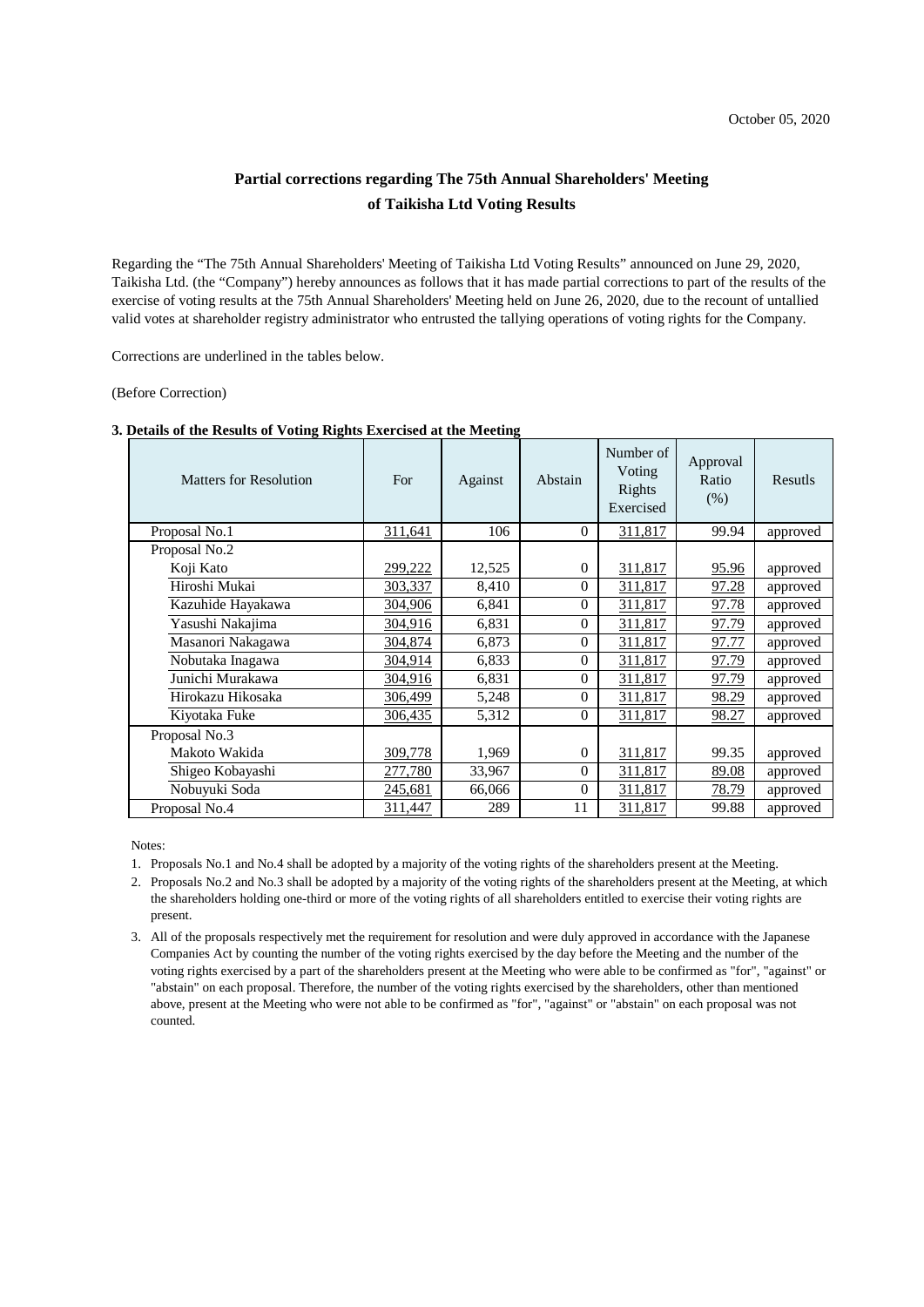October 05, 2020

# Partial corrections regarding The 75th Annual Shareholders' Meeting of Taikisha Ltd Voting Results

Regarding the "The 75th Annual Shareholders' Meeting of Taikisha Ltd Voting Results" announced on June 29, 2020, Taikisha Ltd. (the "Company") hereby announces as follows that it has made partial corrections to part of the results of the exercise of voting results at the 75th Annual Shareholders' Meeting held on June 26, 2020, due to the recount of untallied valid votes at shareholder registry administrator who entrusted the tallying operations of voting rights for the Company.

Corrections are underlined in the tables below.

(Before Correction)

**3. Details of the Results of Voting Rights Exercised at the Meeting**

| Matters for Resolution | For | Against | Abstain | Number of Voting Rights Exercised | Approval Ratio (%) | Resutls |
|---|---|---|---|---|---|---|
| Proposal No.1 | 311,641 | 106 | 0 | 311,817 | 99.94 | approved |
| Proposal No.2 | | | | | | |
| Koji Kato | 299,222 | 12,525 | 0 | 311,817 | 95.96 | approved |
| Hiroshi Mukai | 303,337 | 8,410 | 0 | 311,817 | 97.28 | approved |
| Kazuhide Hayakawa | 304,906 | 6,841 | 0 | 311,817 | 97.78 | approved |
| Yasushi Nakajima | 304,916 | 6,831 | 0 | 311,817 | 97.79 | approved |
| Masanori Nakagawa | 304,874 | 6,873 | 0 | 311,817 | 97.77 | approved |
| Nobutaka Inagawa | 304,914 | 6,833 | 0 | 311,817 | 97.79 | approved |
| Junichi Murakawa | 304,916 | 6,831 | 0 | 311,817 | 97.79 | approved |
| Hirokazu Hikosaka | 306,499 | 5,248 | 0 | 311,817 | 98.29 | approved |
| Kiyotaka Fuke | 306,435 | 5,312 | 0 | 311,817 | 98.27 | approved |
| Proposal No.3 | | | | | | |
| Makoto Wakida | 309,778 | 1,969 | 0 | 311,817 | 99.35 | approved |
| Shigeo Kobayashi | 277,780 | 33,967 | 0 | 311,817 | 89.08 | approved |
| Nobuyuki Soda | 245,681 | 66,066 | 0 | 311,817 | 78.79 | approved |
| Proposal No.4 | 311,447 | 289 | 11 | 311,817 | 99.88 | approved |

Notes:

1. Proposals No.1 and No.4 shall be adopted by a majority of the voting rights of the shareholders present at the Meeting.
2. Proposals No.2 and No.3 shall be adopted by a majority of the voting rights of the shareholders present at the Meeting, at which the shareholders holding one-third or more of the voting rights of all shareholders entitled to exercise their voting rights are present.
3. All of the proposals respectively met the requirement for resolution and were duly approved in accordance with the Japanese Companies Act by counting the number of the voting rights exercised by the day before the Meeting and the number of the voting rights exercised by a part of the shareholders present at the Meeting who were able to be confirmed as "for", "against" or "abstain" on each proposal. Therefore, the number of the voting rights exercised by the shareholders, other than mentioned above, present at the Meeting who were not able to be confirmed as "for", "against" or "abstain" on each proposal was not counted.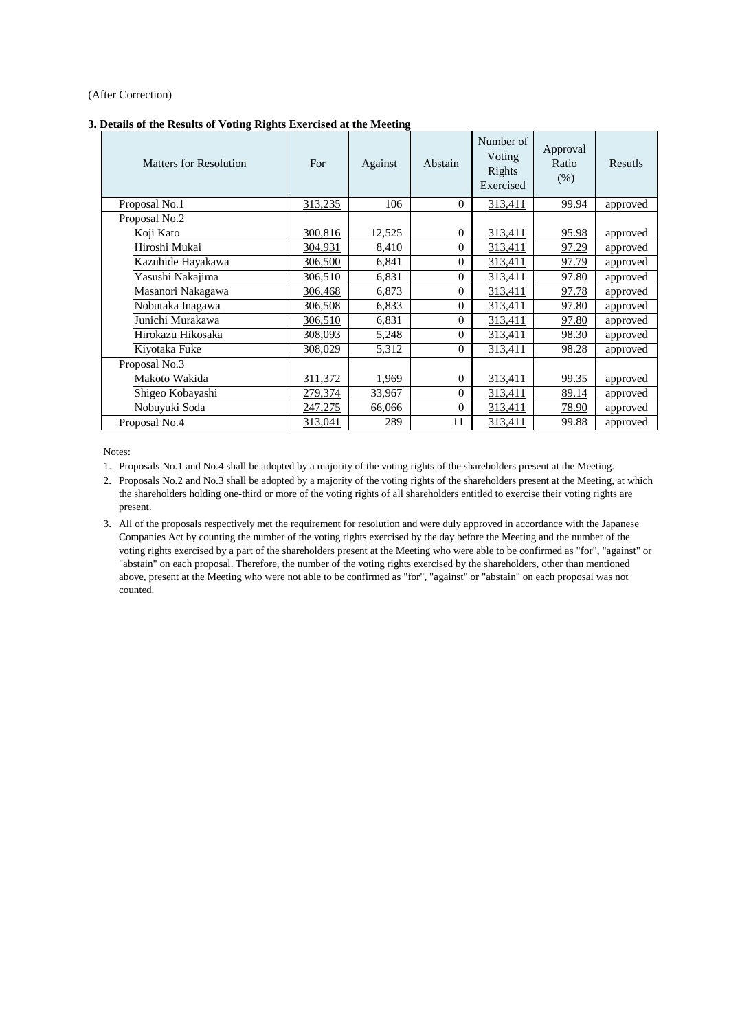(After Correction)

### 3. Details of the Results of Voting Rights Exercised at the Meeting

| Matters for Resolution | For | Against | Abstain | Number of Voting Rights Exercised | Approval Ratio (%) | Resutls |
|---|---|---|---|---|---|---|
| Proposal No.1 | 313,235 | 106 | 0 | 313,411 | 99.94 | approved |
| Proposal No.2 | | | | | | |
| Koji Kato | 300,816 | 12,525 | 0 | 313,411 | 95.98 | approved |
| Hiroshi Mukai | 304,931 | 8,410 | 0 | 313,411 | 97.29 | approved |
| Kazuhide Hayakawa | 306,500 | 6,841 | 0 | 313,411 | 97.79 | approved |
| Yasushi Nakajima | 306,510 | 6,831 | 0 | 313,411 | 97.80 | approved |
| Masanori Nakagawa | 306,468 | 6,873 | 0 | 313,411 | 97.78 | approved |
| Nobutaka Inagawa | 306,508 | 6,833 | 0 | 313,411 | 97.80 | approved |
| Junichi Murakawa | 306,510 | 6,831 | 0 | 313,411 | 97.80 | approved |
| Hirokazu Hikosaka | 308,093 | 5,248 | 0 | 313,411 | 98.30 | approved |
| Kiyotaka Fuke | 308,029 | 5,312 | 0 | 313,411 | 98.28 | approved |
| Proposal No.3 | | | | | | |
| Makoto Wakida | 311,372 | 1,969 | 0 | 313,411 | 99.35 | approved |
| Shigeo Kobayashi | 279,374 | 33,967 | 0 | 313,411 | 89.14 | approved |
| Nobuyuki Soda | 247,275 | 66,066 | 0 | 313,411 | 78.90 | approved |
| Proposal No.4 | 313,041 | 289 | 11 | 313,411 | 99.88 | approved |

Notes:

1. Proposals No.1 and No.4 shall be adopted by a majority of the voting rights of the shareholders present at the Meeting.
2. Proposals No.2 and No.3 shall be adopted by a majority of the voting rights of the shareholders present at the Meeting, at which the shareholders holding one-third or more of the voting rights of all shareholders entitled to exercise their voting rights are present.
3. All of the proposals respectively met the requirement for resolution and were duly approved in accordance with the Japanese Companies Act by counting the number of the voting rights exercised by the day before the Meeting and the number of the voting rights exercised by a part of the shareholders present at the Meeting who were able to be confirmed as "for", "against" or "abstain" on each proposal. Therefore, the number of the voting rights exercised by the shareholders, other than mentioned above, present at the Meeting who were not able to be confirmed as "for", "against" or "abstain" on each proposal was not counted.